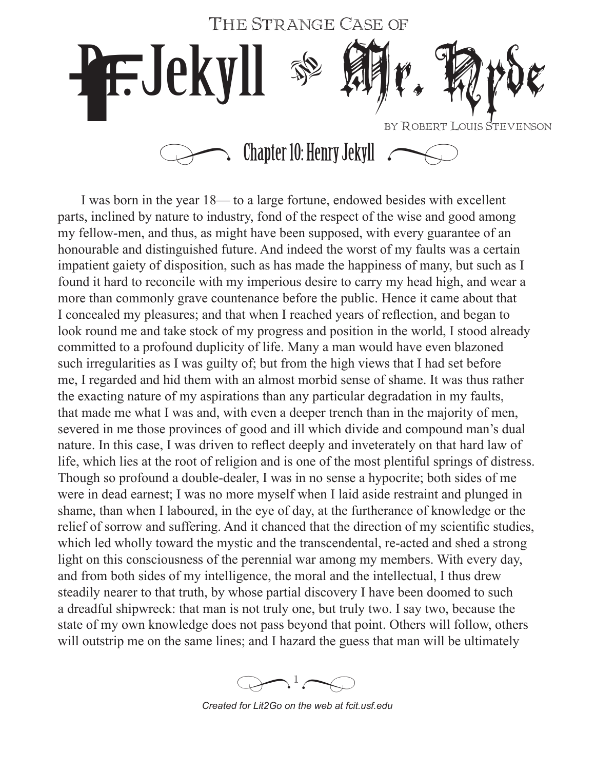# The Strange Case of Dr. Jekyll and Mr. Hyde

by Robert Louis Stevenson

## Chapter 10: Henry Jekyll

I was born in the year 18— to a large fortune, endowed besides with excellent parts, inclined by nature to industry, fond of the respect of the wise and good among my fellow-men, and thus, as might have been supposed, with every guarantee of an honourable and distinguished future. And indeed the worst of my faults was a certain impatient gaiety of disposition, such as has made the happiness of many, but such as I found it hard to reconcile with my imperious desire to carry my head high, and wear a more than commonly grave countenance before the public. Hence it came about that I concealed my pleasures; and that when I reached years of reflection, and began to look round me and take stock of my progress and position in the world, I stood already committed to a profound duplicity of life. Many a man would have even blazoned such irregularities as I was guilty of; but from the high views that I had set before me, I regarded and hid them with an almost morbid sense of shame. It was thus rather the exacting nature of my aspirations than any particular degradation in my faults, that made me what I was and, with even a deeper trench than in the majority of men, severed in me those provinces of good and ill which divide and compound man's dual nature. In this case, I was driven to reflect deeply and inveterately on that hard law of life, which lies at the root of religion and is one of the most plentiful springs of distress. Though so profound a double-dealer, I was in no sense a hypocrite; both sides of me were in dead earnest; I was no more myself when I laid aside restraint and plunged in shame, than when I laboured, in the eye of day, at the furtherance of knowledge or the relief of sorrow and suffering. And it chanced that the direction of my scientific studies, which led wholly toward the mystic and the transcendental, re-acted and shed a strong light on this consciousness of the perennial war among my members. With every day, and from both sides of my intelligence, the moral and the intellectual, I thus drew steadily nearer to that truth, by whose partial discovery I have been doomed to such a dreadful shipwreck: that man is not truly one, but truly two. I say two, because the state of my own knowledge does not pass beyond that point. Others will follow, others will outstrip me on the same lines; and I hazard the guess that man will be ultimately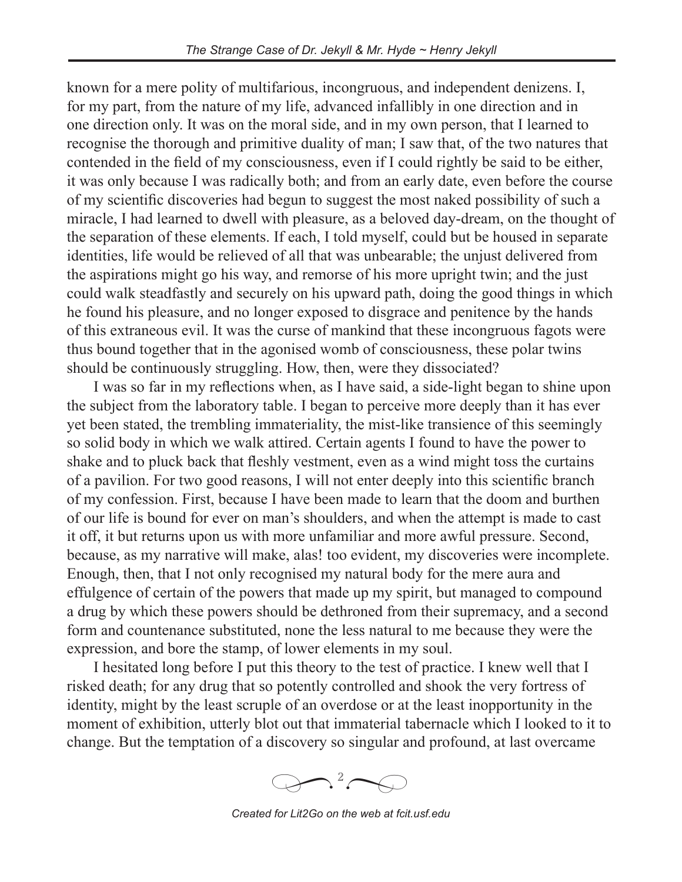known for a mere polity of multifarious, incongruous, and independent denizens. I, for my part, from the nature of my life, advanced infallibly in one direction and in one direction only. It was on the moral side, and in my own person, that I learned to recognise the thorough and primitive duality of man; I saw that, of the two natures that contended in the field of my consciousness, even if I could rightly be said to be either, it was only because I was radically both; and from an early date, even before the course of my scientific discoveries had begun to suggest the most naked possibility of such a miracle, I had learned to dwell with pleasure, as a beloved day-dream, on the thought of the separation of these elements. If each, I told myself, could but be housed in separate identities, life would be relieved of all that was unbearable; the unjust delivered from the aspirations might go his way, and remorse of his more upright twin; and the just could walk steadfastly and securely on his upward path, doing the good things in which he found his pleasure, and no longer exposed to disgrace and penitence by the hands of this extraneous evil. It was the curse of mankind that these incongruous fagots were thus bound together that in the agonised womb of consciousness, these polar twins should be continuously struggling. How, then, were they dissociated?

I was so far in my reflections when, as I have said, a side-light began to shine upon the subject from the laboratory table. I began to perceive more deeply than it has ever yet been stated, the trembling immateriality, the mist-like transience of this seemingly so solid body in which we walk attired. Certain agents I found to have the power to shake and to pluck back that fleshly vestment, even as a wind might toss the curtains of a pavilion. For two good reasons, I will not enter deeply into this scientific branch of my confession. First, because I have been made to learn that the doom and burthen of our life is bound for ever on man's shoulders, and when the attempt is made to cast it off, it but returns upon us with more unfamiliar and more awful pressure. Second, because, as my narrative will make, alas! too evident, my discoveries were incomplete. Enough, then, that I not only recognised my natural body for the mere aura and effulgence of certain of the powers that made up my spirit, but managed to compound a drug by which these powers should be dethroned from their supremacy, and a second form and countenance substituted, none the less natural to me because they were the expression, and bore the stamp, of lower elements in my soul.

I hesitated long before I put this theory to the test of practice. I knew well that I risked death; for any drug that so potently controlled and shook the very fortress of identity, might by the least scruple of an overdose or at the least inopportunity in the moment of exhibition, utterly blot out that immaterial tabernacle which I looked to it to change. But the temptation of a discovery so singular and profound, at last overcame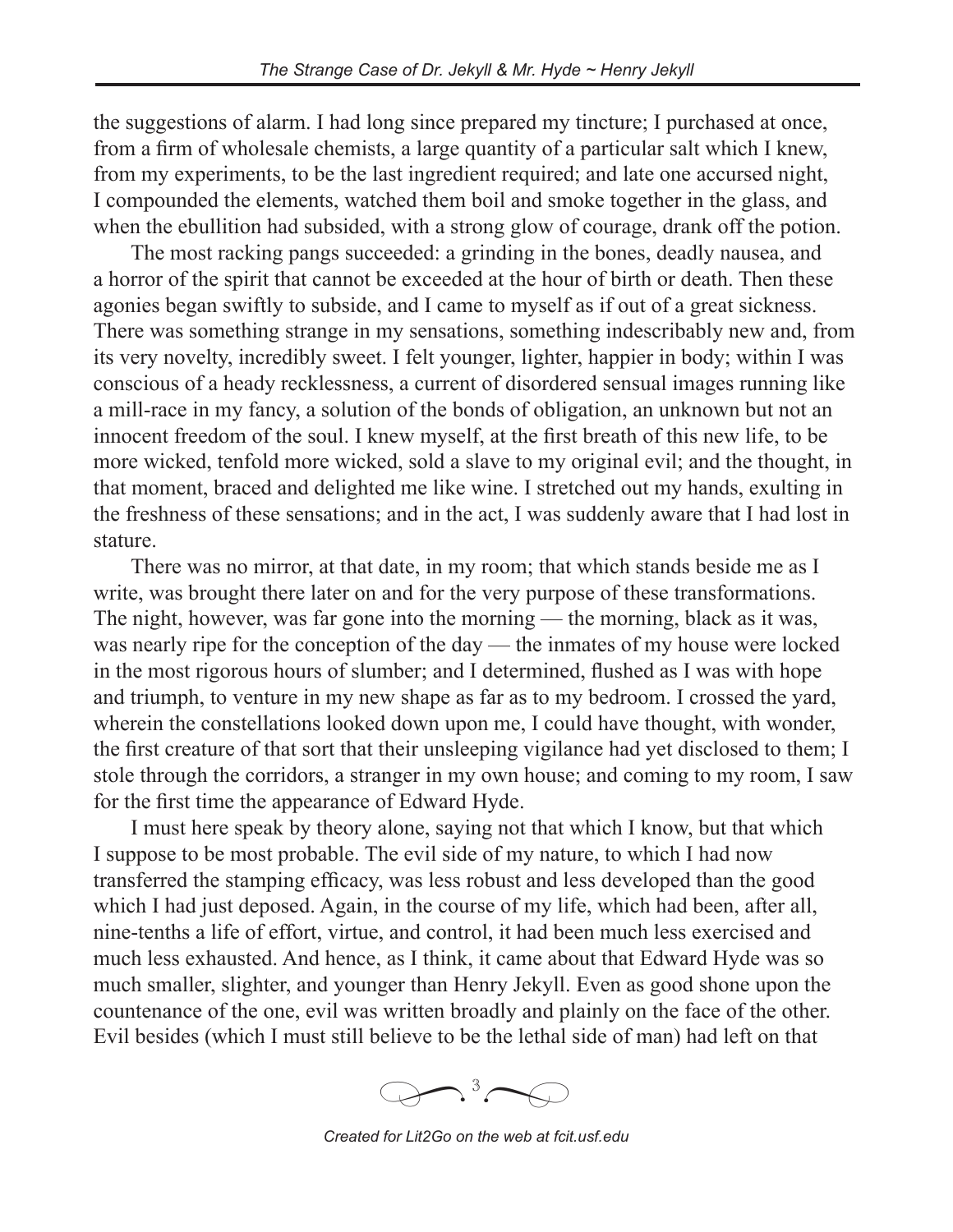the suggestions of alarm. I had long since prepared my tincture; I purchased at once, from a firm of wholesale chemists, a large quantity of a particular salt which I knew, from my experiments, to be the last ingredient required; and late one accursed night, I compounded the elements, watched them boil and smoke together in the glass, and when the ebullition had subsided, with a strong glow of courage, drank off the potion.

The most racking pangs succeeded: a grinding in the bones, deadly nausea, and a horror of the spirit that cannot be exceeded at the hour of birth or death. Then these agonies began swiftly to subside, and I came to myself as if out of a great sickness. There was something strange in my sensations, something indescribably new and, from its very novelty, incredibly sweet. I felt younger, lighter, happier in body; within I was conscious of a heady recklessness, a current of disordered sensual images running like a mill-race in my fancy, a solution of the bonds of obligation, an unknown but not an innocent freedom of the soul. I knew myself, at the first breath of this new life, to be more wicked, tenfold more wicked, sold a slave to my original evil; and the thought, in that moment, braced and delighted me like wine. I stretched out my hands, exulting in the freshness of these sensations; and in the act, I was suddenly aware that I had lost in stature.

There was no mirror, at that date, in my room; that which stands beside me as I write, was brought there later on and for the very purpose of these transformations. The night, however, was far gone into the morning — the morning, black as it was, was nearly ripe for the conception of the day — the inmates of my house were locked in the most rigorous hours of slumber; and I determined, flushed as I was with hope and triumph, to venture in my new shape as far as to my bedroom. I crossed the yard, wherein the constellations looked down upon me, I could have thought, with wonder, the first creature of that sort that their unsleeping vigilance had yet disclosed to them; I stole through the corridors, a stranger in my own house; and coming to my room, I saw for the first time the appearance of Edward Hyde.

I must here speak by theory alone, saying not that which I know, but that which I suppose to be most probable. The evil side of my nature, to which I had now transferred the stamping efficacy, was less robust and less developed than the good which I had just deposed. Again, in the course of my life, which had been, after all, nine-tenths a life of effort, virtue, and control, it had been much less exercised and much less exhausted. And hence, as I think, it came about that Edward Hyde was so much smaller, slighter, and younger than Henry Jekyll. Even as good shone upon the countenance of the one, evil was written broadly and plainly on the face of the other. Evil besides (which I must still believe to be the lethal side of man) had left on that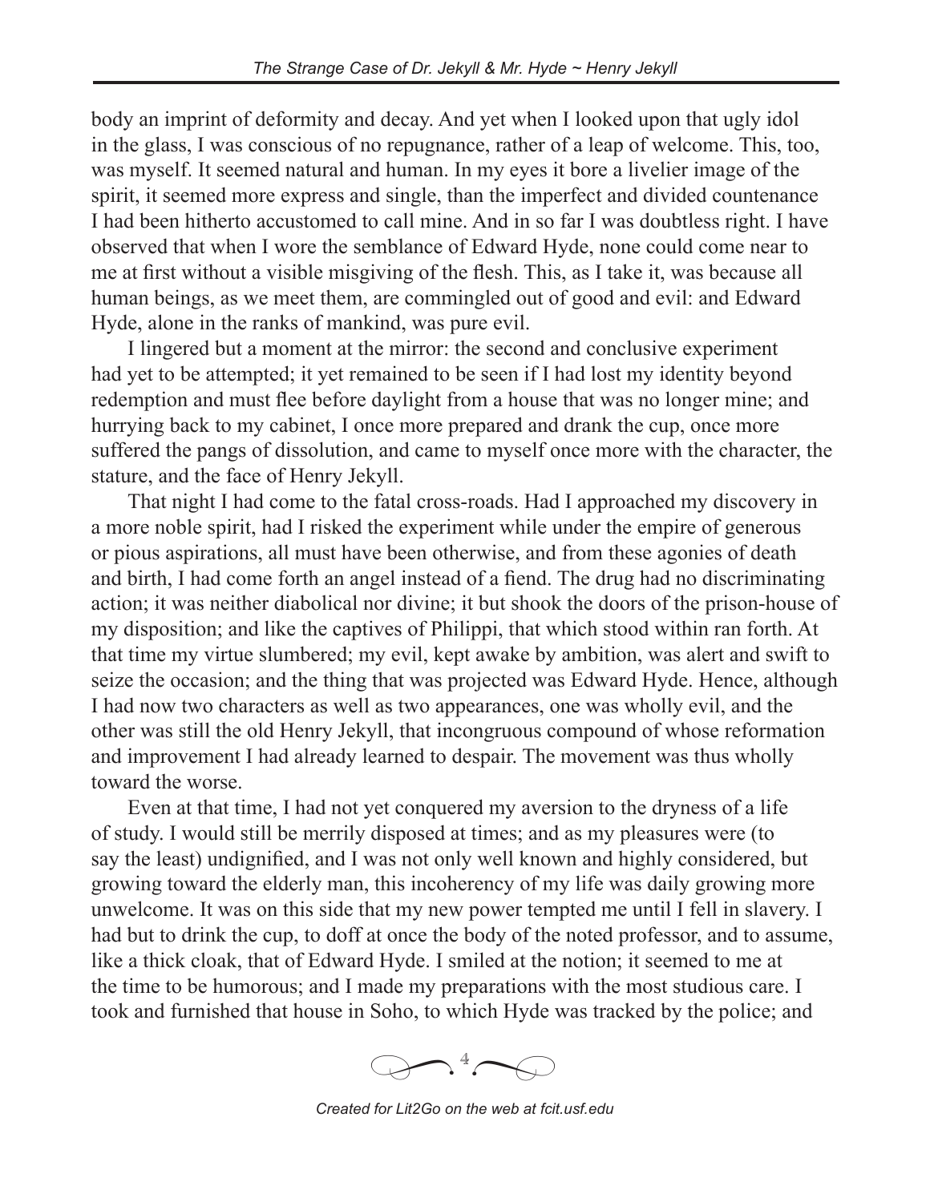body an imprint of deformity and decay. And yet when I looked upon that ugly idol in the glass, I was conscious of no repugnance, rather of a leap of welcome. This, too, was myself. It seemed natural and human. In my eyes it bore a livelier image of the spirit, it seemed more express and single, than the imperfect and divided countenance I had been hitherto accustomed to call mine. And in so far I was doubtless right. I have observed that when I wore the semblance of Edward Hyde, none could come near to me at first without a visible misgiving of the flesh. This, as I take it, was because all human beings, as we meet them, are commingled out of good and evil: and Edward Hyde, alone in the ranks of mankind, was pure evil.

I lingered but a moment at the mirror: the second and conclusive experiment had yet to be attempted; it yet remained to be seen if I had lost my identity beyond redemption and must flee before daylight from a house that was no longer mine; and hurrying back to my cabinet, I once more prepared and drank the cup, once more suffered the pangs of dissolution, and came to myself once more with the character, the stature, and the face of Henry Jekyll.

That night I had come to the fatal cross-roads. Had I approached my discovery in a more noble spirit, had I risked the experiment while under the empire of generous or pious aspirations, all must have been otherwise, and from these agonies of death and birth, I had come forth an angel instead of a fiend. The drug had no discriminating action; it was neither diabolical nor divine; it but shook the doors of the prison-house of my disposition; and like the captives of Philippi, that which stood within ran forth. At that time my virtue slumbered; my evil, kept awake by ambition, was alert and swift to seize the occasion; and the thing that was projected was Edward Hyde. Hence, although I had now two characters as well as two appearances, one was wholly evil, and the other was still the old Henry Jekyll, that incongruous compound of whose reformation and improvement I had already learned to despair. The movement was thus wholly toward the worse.

Even at that time, I had not yet conquered my aversion to the dryness of a life of study. I would still be merrily disposed at times; and as my pleasures were (to say the least) undignified, and I was not only well known and highly considered, but growing toward the elderly man, this incoherency of my life was daily growing more unwelcome. It was on this side that my new power tempted me until I fell in slavery. I had but to drink the cup, to doff at once the body of the noted professor, and to assume, like a thick cloak, that of Edward Hyde. I smiled at the notion; it seemed to me at the time to be humorous; and I made my preparations with the most studious care. I took and furnished that house in Soho, to which Hyde was tracked by the police; and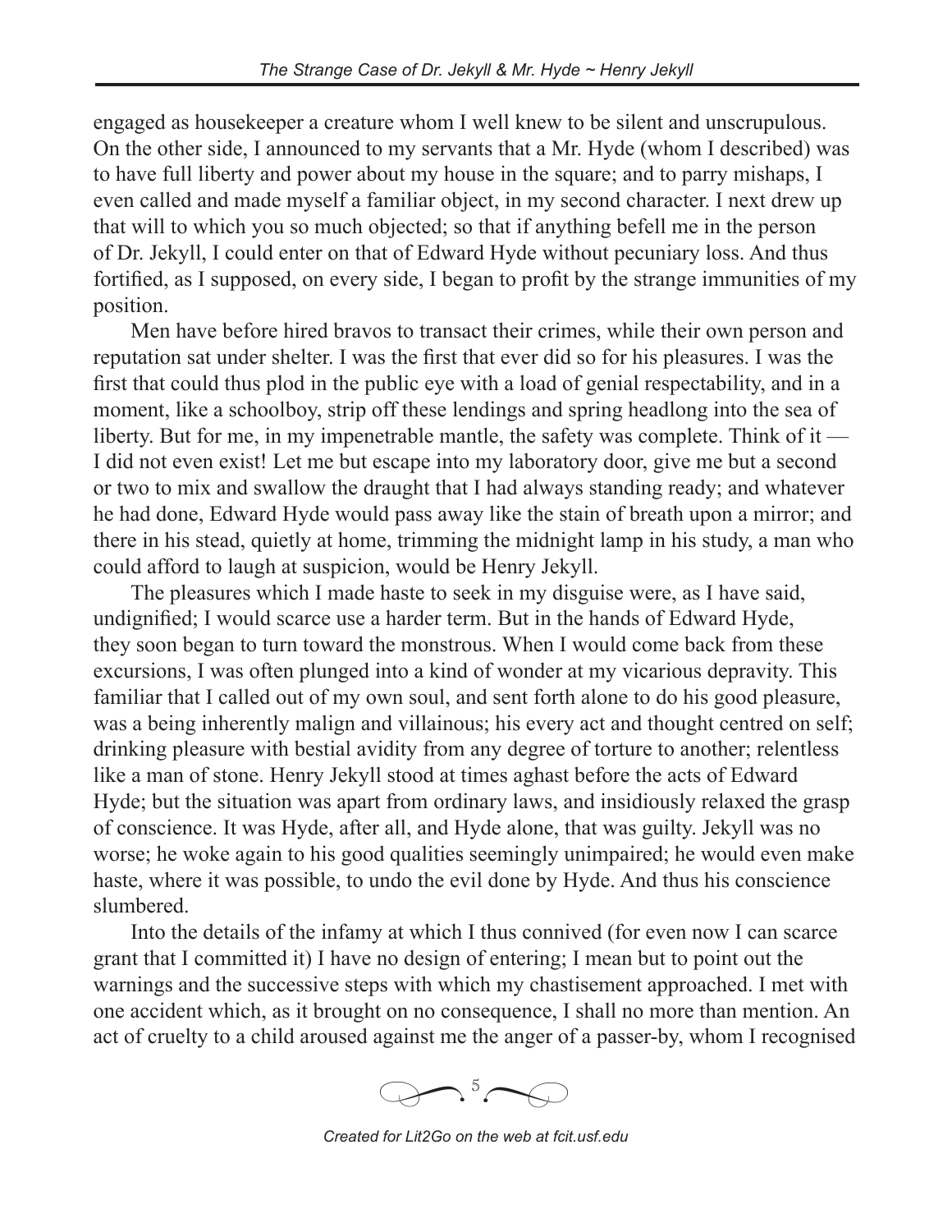engaged as housekeeper a creature whom I well knew to be silent and unscrupulous. On the other side, I announced to my servants that a Mr. Hyde (whom I described) was to have full liberty and power about my house in the square; and to parry mishaps, I even called and made myself a familiar object, in my second character. I next drew up that will to which you so much objected; so that if anything befell me in the person of Dr. Jekyll, I could enter on that of Edward Hyde without pecuniary loss. And thus fortified, as I supposed, on every side, I began to profit by the strange immunities of my position.

Men have before hired bravos to transact their crimes, while their own person and reputation sat under shelter. I was the first that ever did so for his pleasures. I was the first that could thus plod in the public eye with a load of genial respectability, and in a moment, like a schoolboy, strip off these lendings and spring headlong into the sea of liberty. But for me, in my impenetrable mantle, the safety was complete. Think of it — I did not even exist! Let me but escape into my laboratory door, give me but a second or two to mix and swallow the draught that I had always standing ready; and whatever he had done, Edward Hyde would pass away like the stain of breath upon a mirror; and there in his stead, quietly at home, trimming the midnight lamp in his study, a man who could afford to laugh at suspicion, would be Henry Jekyll.

The pleasures which I made haste to seek in my disguise were, as I have said, undignified; I would scarce use a harder term. But in the hands of Edward Hyde, they soon began to turn toward the monstrous. When I would come back from these excursions, I was often plunged into a kind of wonder at my vicarious depravity. This familiar that I called out of my own soul, and sent forth alone to do his good pleasure, was a being inherently malign and villainous; his every act and thought centred on self; drinking pleasure with bestial avidity from any degree of torture to another; relentless like a man of stone. Henry Jekyll stood at times aghast before the acts of Edward Hyde; but the situation was apart from ordinary laws, and insidiously relaxed the grasp of conscience. It was Hyde, after all, and Hyde alone, that was guilty. Jekyll was no worse; he woke again to his good qualities seemingly unimpaired; he would even make haste, where it was possible, to undo the evil done by Hyde. And thus his conscience slumbered.

Into the details of the infamy at which I thus connived (for even now I can scarce grant that I committed it) I have no design of entering; I mean but to point out the warnings and the successive steps with which my chastisement approached. I met with one accident which, as it brought on no consequence, I shall no more than mention. An act of cruelty to a child aroused against me the anger of a passer-by, whom I recognised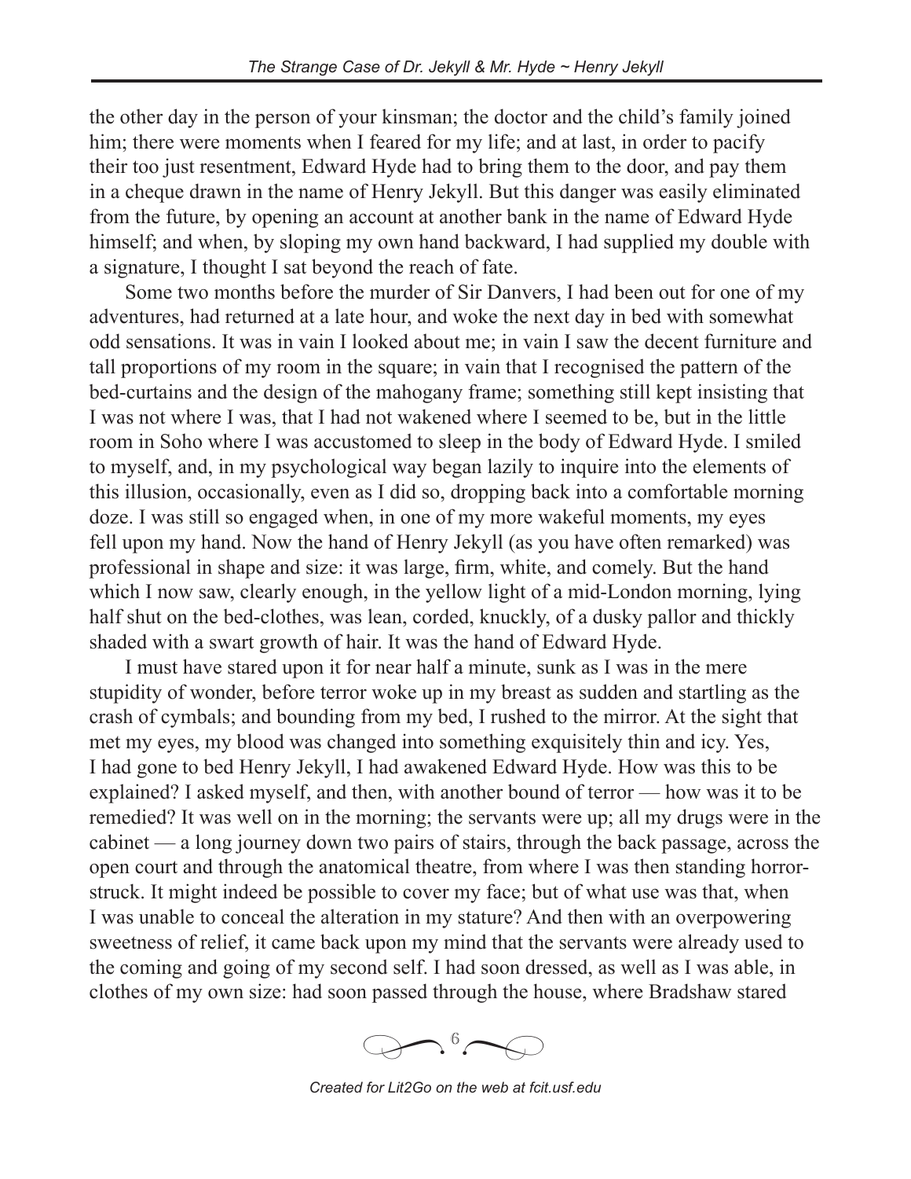the other day in the person of your kinsman; the doctor and the child's family joined him; there were moments when I feared for my life; and at last, in order to pacify their too just resentment, Edward Hyde had to bring them to the door, and pay them in a cheque drawn in the name of Henry Jekyll. But this danger was easily eliminated from the future, by opening an account at another bank in the name of Edward Hyde himself; and when, by sloping my own hand backward, I had supplied my double with a signature, I thought I sat beyond the reach of fate.

Some two months before the murder of Sir Danvers, I had been out for one of my adventures, had returned at a late hour, and woke the next day in bed with somewhat odd sensations. It was in vain I looked about me; in vain I saw the decent furniture and tall proportions of my room in the square; in vain that I recognised the pattern of the bed-curtains and the design of the mahogany frame; something still kept insisting that I was not where I was, that I had not wakened where I seemed to be, but in the little room in Soho where I was accustomed to sleep in the body of Edward Hyde. I smiled to myself, and, in my psychological way began lazily to inquire into the elements of this illusion, occasionally, even as I did so, dropping back into a comfortable morning doze. I was still so engaged when, in one of my more wakeful moments, my eyes fell upon my hand. Now the hand of Henry Jekyll (as you have often remarked) was professional in shape and size: it was large, firm, white, and comely. But the hand which I now saw, clearly enough, in the yellow light of a mid-London morning, lying half shut on the bed-clothes, was lean, corded, knuckly, of a dusky pallor and thickly shaded with a swart growth of hair. It was the hand of Edward Hyde.

I must have stared upon it for near half a minute, sunk as I was in the mere stupidity of wonder, before terror woke up in my breast as sudden and startling as the crash of cymbals; and bounding from my bed, I rushed to the mirror. At the sight that met my eyes, my blood was changed into something exquisitely thin and icy. Yes, I had gone to bed Henry Jekyll, I had awakened Edward Hyde. How was this to be explained? I asked myself, and then, with another bound of terror — how was it to be remedied? It was well on in the morning; the servants were up; all my drugs were in the cabinet — a long journey down two pairs of stairs, through the back passage, across the open court and through the anatomical theatre, from where I was then standing horror-struck. It might indeed be possible to cover my face; but of what use was that, when I was unable to conceal the alteration in my stature? And then with an overpowering sweetness of relief, it came back upon my mind that the servants were already used to the coming and going of my second self. I had soon dressed, as well as I was able, in clothes of my own size: had soon passed through the house, where Bradshaw stared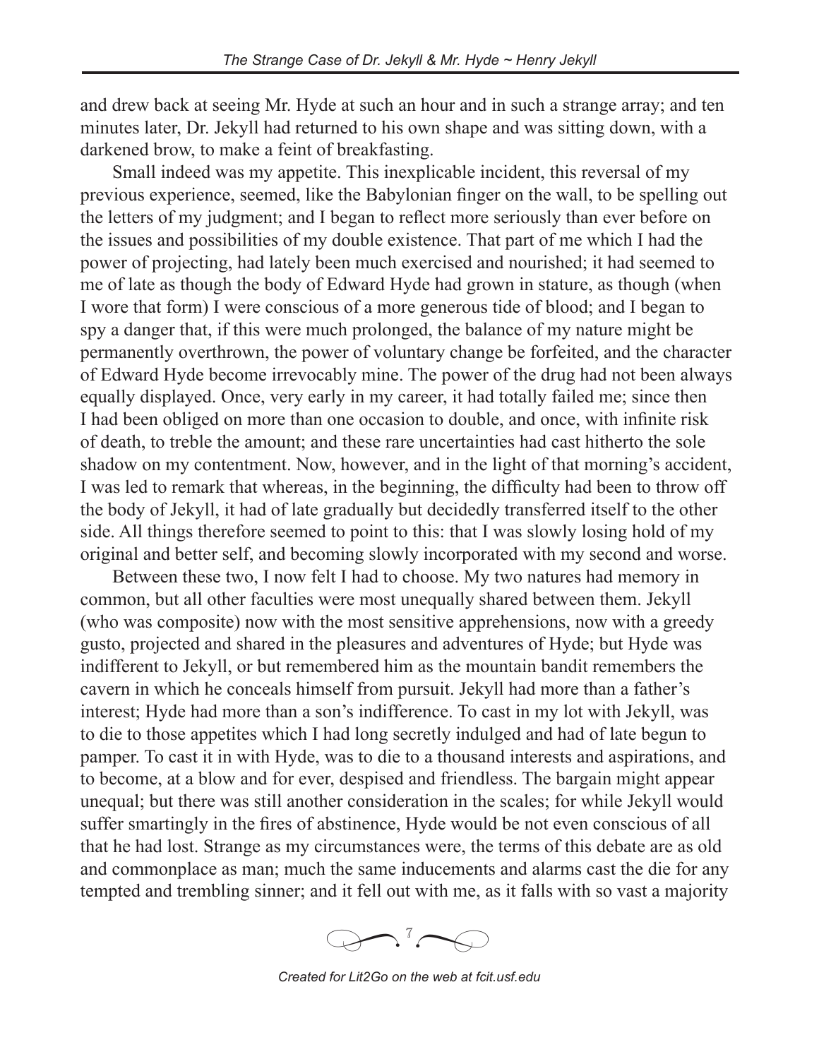and drew back at seeing Mr. Hyde at such an hour and in such a strange array; and ten minutes later, Dr. Jekyll had returned to his own shape and was sitting down, with a darkened brow, to make a feint of breakfasting.

Small indeed was my appetite. This inexplicable incident, this reversal of my previous experience, seemed, like the Babylonian finger on the wall, to be spelling out the letters of my judgment; and I began to reflect more seriously than ever before on the issues and possibilities of my double existence. That part of me which I had the power of projecting, had lately been much exercised and nourished; it had seemed to me of late as though the body of Edward Hyde had grown in stature, as though (when I wore that form) I were conscious of a more generous tide of blood; and I began to spy a danger that, if this were much prolonged, the balance of my nature might be permanently overthrown, the power of voluntary change be forfeited, and the character of Edward Hyde become irrevocably mine. The power of the drug had not been always equally displayed. Once, very early in my career, it had totally failed me; since then I had been obliged on more than one occasion to double, and once, with infinite risk of death, to treble the amount; and these rare uncertainties had cast hitherto the sole shadow on my contentment. Now, however, and in the light of that morning's accident, I was led to remark that whereas, in the beginning, the difficulty had been to throw off the body of Jekyll, it had of late gradually but decidedly transferred itself to the other side. All things therefore seemed to point to this: that I was slowly losing hold of my original and better self, and becoming slowly incorporated with my second and worse.

Between these two, I now felt I had to choose. My two natures had memory in common, but all other faculties were most unequally shared between them. Jekyll (who was composite) now with the most sensitive apprehensions, now with a greedy gusto, projected and shared in the pleasures and adventures of Hyde; but Hyde was indifferent to Jekyll, or but remembered him as the mountain bandit remembers the cavern in which he conceals himself from pursuit. Jekyll had more than a father's interest; Hyde had more than a son's indifference. To cast in my lot with Jekyll, was to die to those appetites which I had long secretly indulged and had of late begun to pamper. To cast it in with Hyde, was to die to a thousand interests and aspirations, and to become, at a blow and for ever, despised and friendless. The bargain might appear unequal; but there was still another consideration in the scales; for while Jekyll would suffer smartingly in the fires of abstinence, Hyde would be not even conscious of all that he had lost. Strange as my circumstances were, the terms of this debate are as old and commonplace as man; much the same inducements and alarms cast the die for any tempted and trembling sinner; and it fell out with me, as it falls with so vast a majority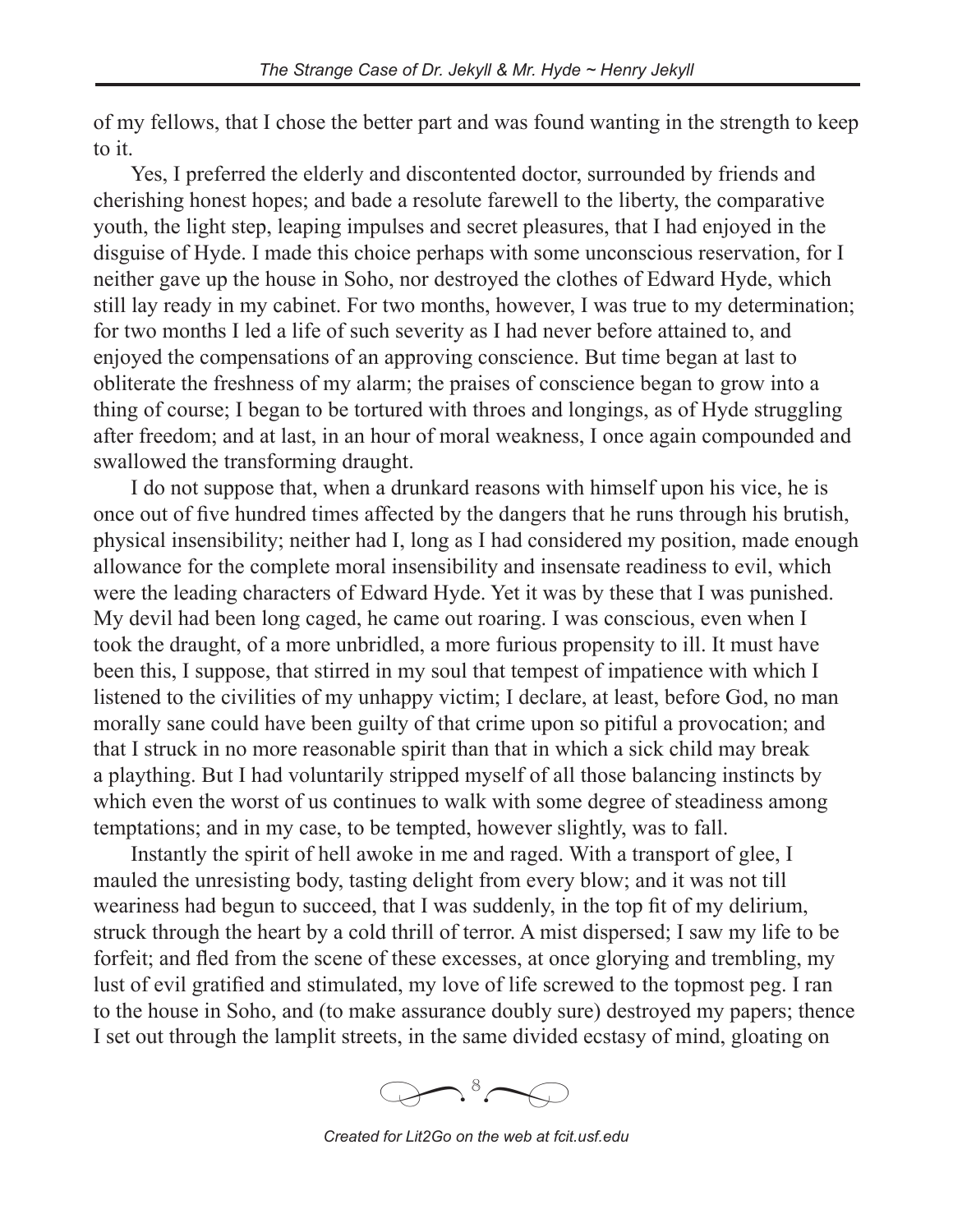of my fellows, that I chose the better part and was found wanting in the strength to keep to it.

Yes, I preferred the elderly and discontented doctor, surrounded by friends and cherishing honest hopes; and bade a resolute farewell to the liberty, the comparative youth, the light step, leaping impulses and secret pleasures, that I had enjoyed in the disguise of Hyde. I made this choice perhaps with some unconscious reservation, for I neither gave up the house in Soho, nor destroyed the clothes of Edward Hyde, which still lay ready in my cabinet. For two months, however, I was true to my determination; for two months I led a life of such severity as I had never before attained to, and enjoyed the compensations of an approving conscience. But time began at last to obliterate the freshness of my alarm; the praises of conscience began to grow into a thing of course; I began to be tortured with throes and longings, as of Hyde struggling after freedom; and at last, in an hour of moral weakness, I once again compounded and swallowed the transforming draught.

I do not suppose that, when a drunkard reasons with himself upon his vice, he is once out of five hundred times affected by the dangers that he runs through his brutish, physical insensibility; neither had I, long as I had considered my position, made enough allowance for the complete moral insensibility and insensate readiness to evil, which were the leading characters of Edward Hyde. Yet it was by these that I was punished. My devil had been long caged, he came out roaring. I was conscious, even when I took the draught, of a more unbridled, a more furious propensity to ill. It must have been this, I suppose, that stirred in my soul that tempest of impatience with which I listened to the civilities of my unhappy victim; I declare, at least, before God, no man morally sane could have been guilty of that crime upon so pitiful a provocation; and that I struck in no more reasonable spirit than that in which a sick child may break a plaything. But I had voluntarily stripped myself of all those balancing instincts by which even the worst of us continues to walk with some degree of steadiness among temptations; and in my case, to be tempted, however slightly, was to fall.

Instantly the spirit of hell awoke in me and raged. With a transport of glee, I mauled the unresisting body, tasting delight from every blow; and it was not till weariness had begun to succeed, that I was suddenly, in the top fit of my delirium, struck through the heart by a cold thrill of terror. A mist dispersed; I saw my life to be forfeit; and fled from the scene of these excesses, at once glorying and trembling, my lust of evil gratified and stimulated, my love of life screwed to the topmost peg. I ran to the house in Soho, and (to make assurance doubly sure) destroyed my papers; thence I set out through the lamplit streets, in the same divided ecstasy of mind, gloating on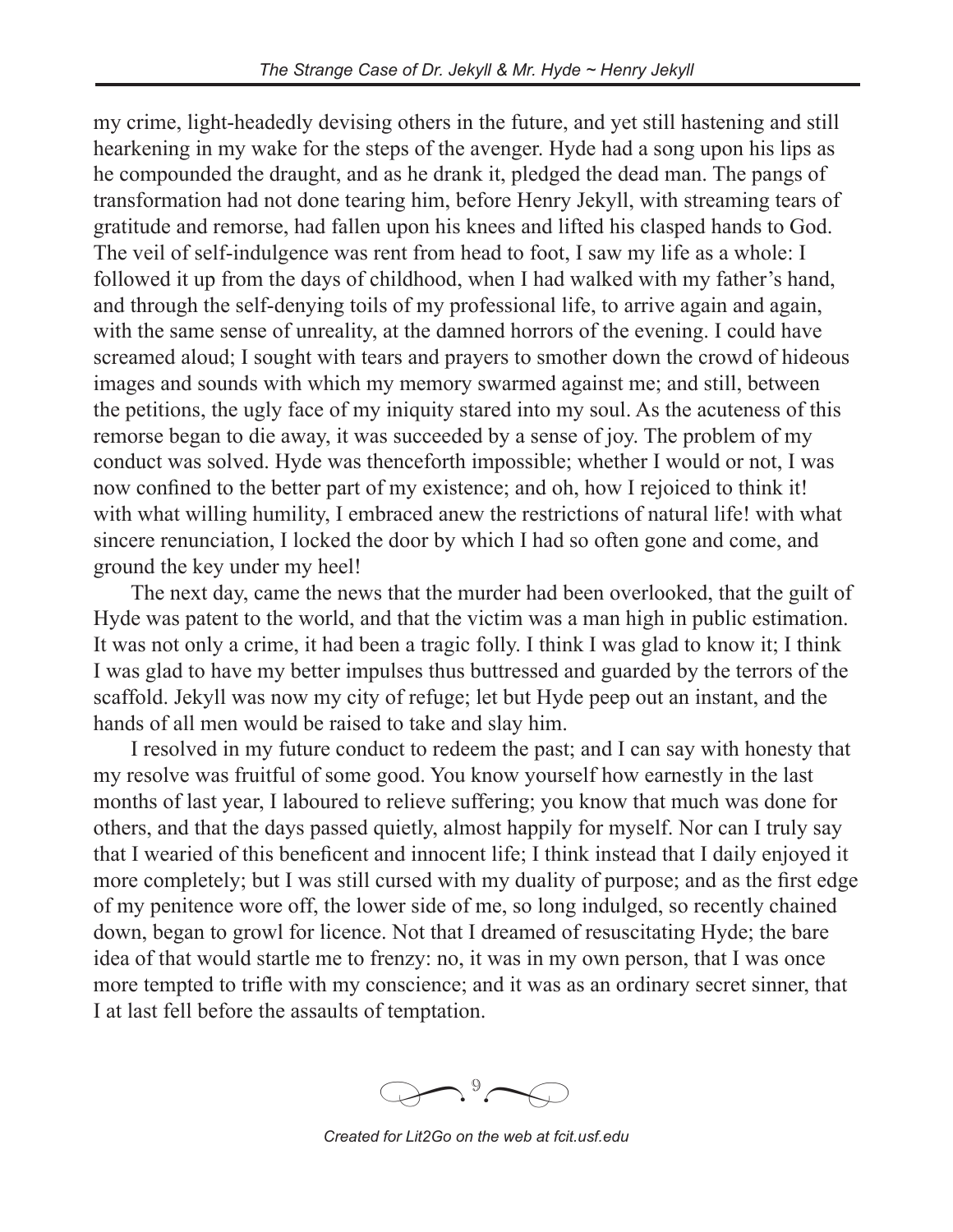my crime, light-headedly devising others in the future, and yet still hastening and still hearkening in my wake for the steps of the avenger. Hyde had a song upon his lips as he compounded the draught, and as he drank it, pledged the dead man. The pangs of transformation had not done tearing him, before Henry Jekyll, with streaming tears of gratitude and remorse, had fallen upon his knees and lifted his clasped hands to God. The veil of self-indulgence was rent from head to foot, I saw my life as a whole: I followed it up from the days of childhood, when I had walked with my father's hand, and through the self-denying toils of my professional life, to arrive again and again, with the same sense of unreality, at the damned horrors of the evening. I could have screamed aloud; I sought with tears and prayers to smother down the crowd of hideous images and sounds with which my memory swarmed against me; and still, between the petitions, the ugly face of my iniquity stared into my soul. As the acuteness of this remorse began to die away, it was succeeded by a sense of joy. The problem of my conduct was solved. Hyde was thenceforth impossible; whether I would or not, I was now confined to the better part of my existence; and oh, how I rejoiced to think it! with what willing humility, I embraced anew the restrictions of natural life! with what sincere renunciation, I locked the door by which I had so often gone and come, and ground the key under my heel!

The next day, came the news that the murder had been overlooked, that the guilt of Hyde was patent to the world, and that the victim was a man high in public estimation. It was not only a crime, it had been a tragic folly. I think I was glad to know it; I think I was glad to have my better impulses thus buttressed and guarded by the terrors of the scaffold. Jekyll was now my city of refuge; let but Hyde peep out an instant, and the hands of all men would be raised to take and slay him.

I resolved in my future conduct to redeem the past; and I can say with honesty that my resolve was fruitful of some good. You know yourself how earnestly in the last months of last year, I laboured to relieve suffering; you know that much was done for others, and that the days passed quietly, almost happily for myself. Nor can I truly say that I wearied of this beneficent and innocent life; I think instead that I daily enjoyed it more completely; but I was still cursed with my duality of purpose; and as the first edge of my penitence wore off, the lower side of me, so long indulged, so recently chained down, began to growl for licence. Not that I dreamed of resuscitating Hyde; the bare idea of that would startle me to frenzy: no, it was in my own person, that I was once more tempted to trifle with my conscience; and it was as an ordinary secret sinner, that I at last fell before the assaults of temptation.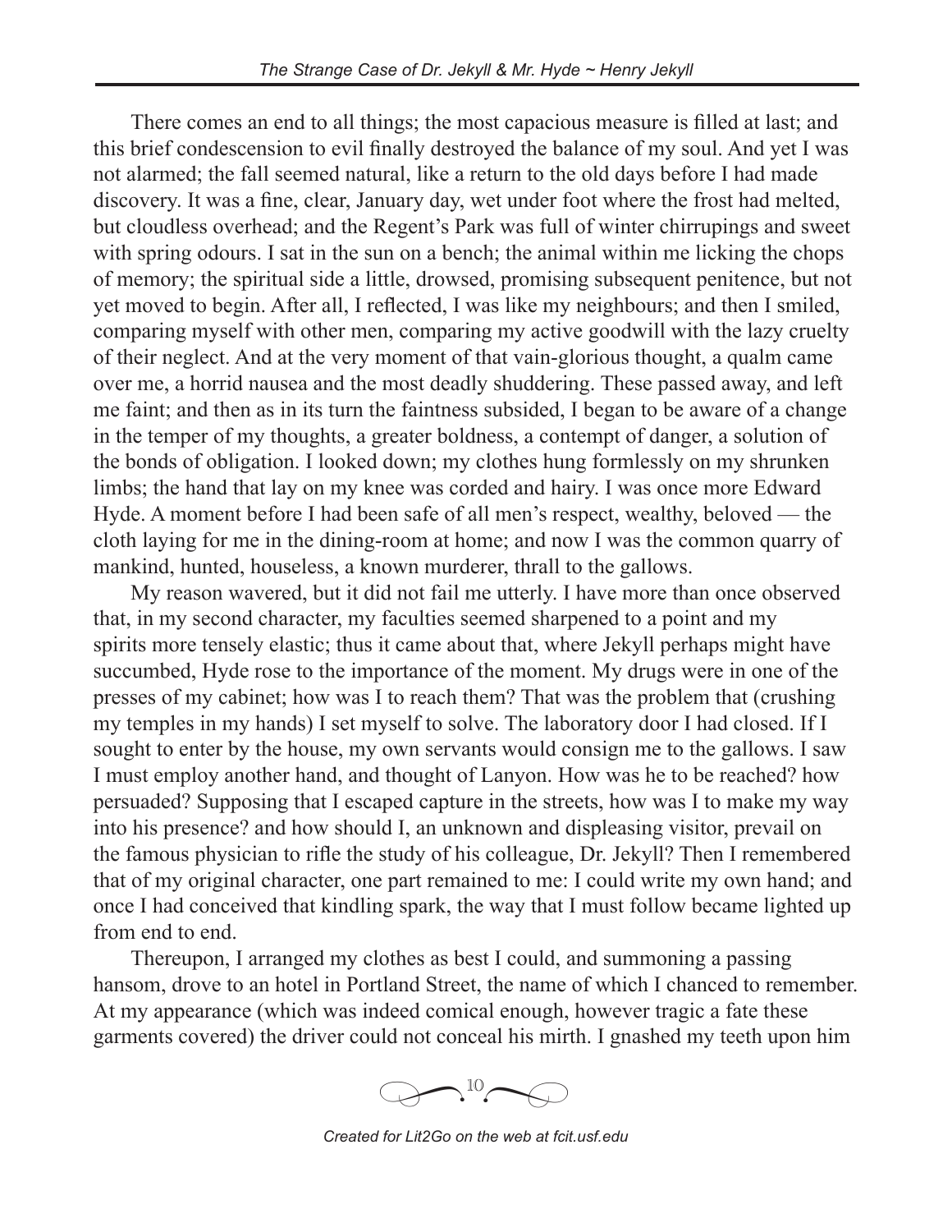There comes an end to all things; the most capacious measure is filled at last; and this brief condescension to evil finally destroyed the balance of my soul. And yet I was not alarmed; the fall seemed natural, like a return to the old days before I had made discovery. It was a fine, clear, January day, wet under foot where the frost had melted, but cloudless overhead; and the Regent's Park was full of winter chirrupings and sweet with spring odours. I sat in the sun on a bench; the animal within me licking the chops of memory; the spiritual side a little, drowsed, promising subsequent penitence, but not yet moved to begin. After all, I reflected, I was like my neighbours; and then I smiled, comparing myself with other men, comparing my active goodwill with the lazy cruelty of their neglect. And at the very moment of that vain-glorious thought, a qualm came over me, a horrid nausea and the most deadly shuddering. These passed away, and left me faint; and then as in its turn the faintness subsided, I began to be aware of a change in the temper of my thoughts, a greater boldness, a contempt of danger, a solution of the bonds of obligation. I looked down; my clothes hung formlessly on my shrunken limbs; the hand that lay on my knee was corded and hairy. I was once more Edward Hyde. A moment before I had been safe of all men's respect, wealthy, beloved — the cloth laying for me in the dining-room at home; and now I was the common quarry of mankind, hunted, houseless, a known murderer, thrall to the gallows.

My reason wavered, but it did not fail me utterly. I have more than once observed that, in my second character, my faculties seemed sharpened to a point and my spirits more tensely elastic; thus it came about that, where Jekyll perhaps might have succumbed, Hyde rose to the importance of the moment. My drugs were in one of the presses of my cabinet; how was I to reach them? That was the problem that (crushing my temples in my hands) I set myself to solve. The laboratory door I had closed. If I sought to enter by the house, my own servants would consign me to the gallows. I saw I must employ another hand, and thought of Lanyon. How was he to be reached? how persuaded? Supposing that I escaped capture in the streets, how was I to make my way into his presence? and how should I, an unknown and displeasing visitor, prevail on the famous physician to rifle the study of his colleague, Dr. Jekyll? Then I remembered that of my original character, one part remained to me: I could write my own hand; and once I had conceived that kindling spark, the way that I must follow became lighted up from end to end.

Thereupon, I arranged my clothes as best I could, and summoning a passing hansom, drove to an hotel in Portland Street, the name of which I chanced to remember. At my appearance (which was indeed comical enough, however tragic a fate these garments covered) the driver could not conceal his mirth. I gnashed my teeth upon him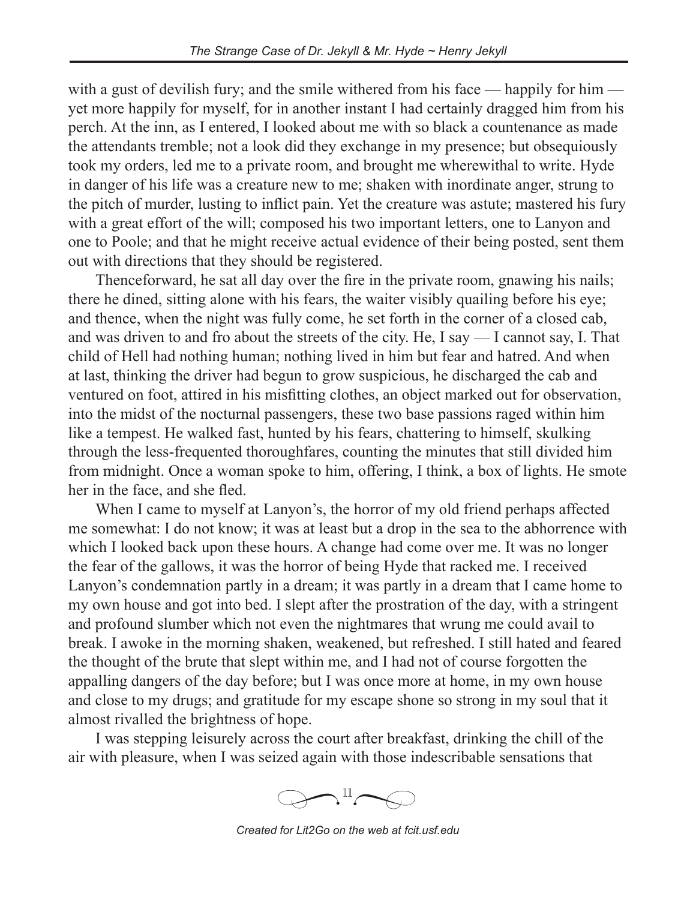with a gust of devilish fury; and the smile withered from his face — happily for him — yet more happily for myself, for in another instant I had certainly dragged him from his perch. At the inn, as I entered, I looked about me with so black a countenance as made the attendants tremble; not a look did they exchange in my presence; but obsequiously took my orders, led me to a private room, and brought me wherewithal to write. Hyde in danger of his life was a creature new to me; shaken with inordinate anger, strung to the pitch of murder, lusting to inflict pain. Yet the creature was astute; mastered his fury with a great effort of the will; composed his two important letters, one to Lanyon and one to Poole; and that he might receive actual evidence of their being posted, sent them out with directions that they should be registered.

Thenceforward, he sat all day over the fire in the private room, gnawing his nails; there he dined, sitting alone with his fears, the waiter visibly quailing before his eye; and thence, when the night was fully come, he set forth in the corner of a closed cab, and was driven to and fro about the streets of the city. He, I say — I cannot say, I. That child of Hell had nothing human; nothing lived in him but fear and hatred. And when at last, thinking the driver had begun to grow suspicious, he discharged the cab and ventured on foot, attired in his misfitting clothes, an object marked out for observation, into the midst of the nocturnal passengers, these two base passions raged within him like a tempest. He walked fast, hunted by his fears, chattering to himself, skulking through the less-frequented thoroughfares, counting the minutes that still divided him from midnight. Once a woman spoke to him, offering, I think, a box of lights. He smote her in the face, and she fled.

When I came to myself at Lanyon's, the horror of my old friend perhaps affected me somewhat: I do not know; it was at least but a drop in the sea to the abhorrence with which I looked back upon these hours. A change had come over me. It was no longer the fear of the gallows, it was the horror of being Hyde that racked me. I received Lanyon's condemnation partly in a dream; it was partly in a dream that I came home to my own house and got into bed. I slept after the prostration of the day, with a stringent and profound slumber which not even the nightmares that wrung me could avail to break. I awoke in the morning shaken, weakened, but refreshed. I still hated and feared the thought of the brute that slept within me, and I had not of course forgotten the appalling dangers of the day before; but I was once more at home, in my own house and close to my drugs; and gratitude for my escape shone so strong in my soul that it almost rivalled the brightness of hope.

I was stepping leisurely across the court after breakfast, drinking the chill of the air with pleasure, when I was seized again with those indescribable sensations that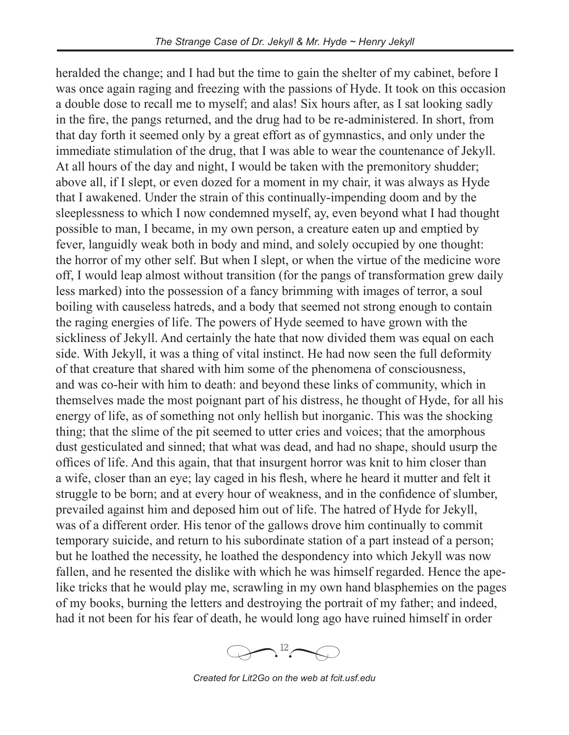heralded the change; and I had but the time to gain the shelter of my cabinet, before I was once again raging and freezing with the passions of Hyde. It took on this occasion a double dose to recall me to myself; and alas! Six hours after, as I sat looking sadly in the fire, the pangs returned, and the drug had to be re-administered. In short, from that day forth it seemed only by a great effort as of gymnastics, and only under the immediate stimulation of the drug, that I was able to wear the countenance of Jekyll. At all hours of the day and night, I would be taken with the premonitory shudder; above all, if I slept, or even dozed for a moment in my chair, it was always as Hyde that I awakened. Under the strain of this continually-impending doom and by the sleeplessness to which I now condemned myself, ay, even beyond what I had thought possible to man, I became, in my own person, a creature eaten up and emptied by fever, languidly weak both in body and mind, and solely occupied by one thought: the horror of my other self. But when I slept, or when the virtue of the medicine wore off, I would leap almost without transition (for the pangs of transformation grew daily less marked) into the possession of a fancy brimming with images of terror, a soul boiling with causeless hatreds, and a body that seemed not strong enough to contain the raging energies of life. The powers of Hyde seemed to have grown with the sickliness of Jekyll. And certainly the hate that now divided them was equal on each side. With Jekyll, it was a thing of vital instinct. He had now seen the full deformity of that creature that shared with him some of the phenomena of consciousness, and was co-heir with him to death: and beyond these links of community, which in themselves made the most poignant part of his distress, he thought of Hyde, for all his energy of life, as of something not only hellish but inorganic. This was the shocking thing; that the slime of the pit seemed to utter cries and voices; that the amorphous dust gesticulated and sinned; that what was dead, and had no shape, should usurp the offices of life. And this again, that that insurgent horror was knit to him closer than a wife, closer than an eye; lay caged in his flesh, where he heard it mutter and felt it struggle to be born; and at every hour of weakness, and in the confidence of slumber, prevailed against him and deposed him out of life. The hatred of Hyde for Jekyll, was of a different order. His tenor of the gallows drove him continually to commit temporary suicide, and return to his subordinate station of a part instead of a person; but he loathed the necessity, he loathed the despondency into which Jekyll was now fallen, and he resented the dislike with which he was himself regarded. Hence the ape-like tricks that he would play me, scrawling in my own hand blasphemies on the pages of my books, burning the letters and destroying the portrait of my father; and indeed, had it not been for his fear of death, he would long ago have ruined himself in order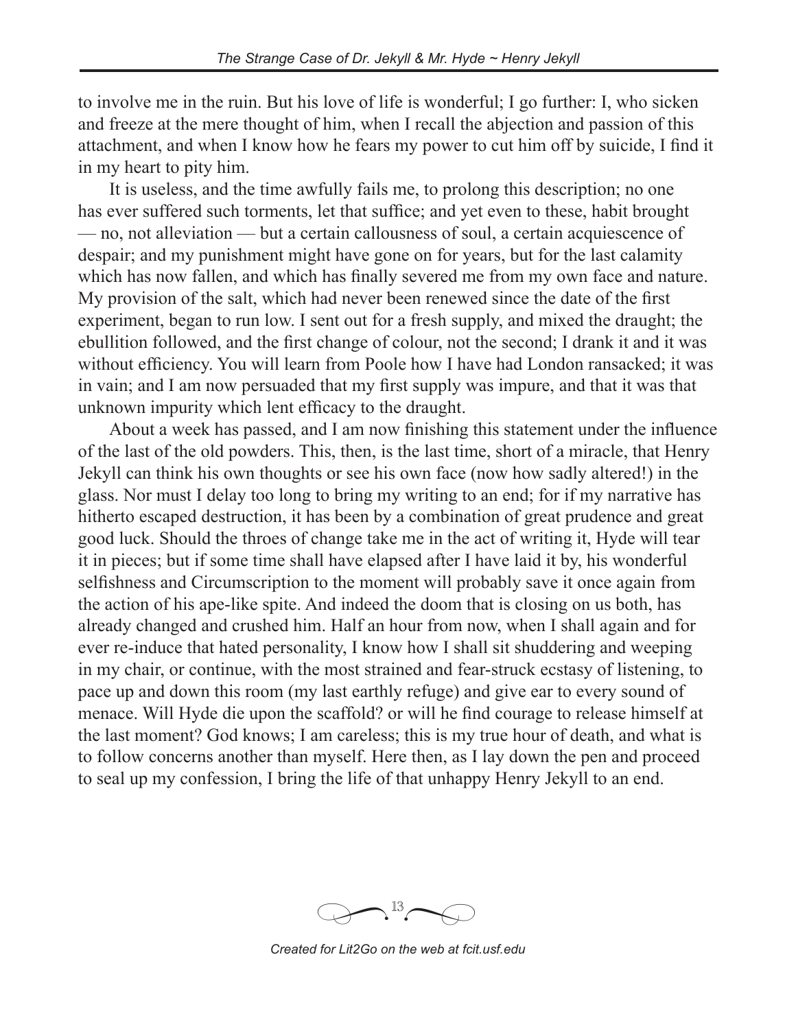to involve me in the ruin. But his love of life is wonderful; I go further: I, who sicken and freeze at the mere thought of him, when I recall the abjection and passion of this attachment, and when I know how he fears my power to cut him off by suicide, I find it in my heart to pity him.

It is useless, and the time awfully fails me, to prolong this description; no one has ever suffered such torments, let that suffice; and yet even to these, habit brought — no, not alleviation — but a certain callousness of soul, a certain acquiescence of despair; and my punishment might have gone on for years, but for the last calamity which has now fallen, and which has finally severed me from my own face and nature. My provision of the salt, which had never been renewed since the date of the first experiment, began to run low. I sent out for a fresh supply, and mixed the draught; the ebullition followed, and the first change of colour, not the second; I drank it and it was without efficiency. You will learn from Poole how I have had London ransacked; it was in vain; and I am now persuaded that my first supply was impure, and that it was that unknown impurity which lent efficacy to the draught.

About a week has passed, and I am now finishing this statement under the influence of the last of the old powders. This, then, is the last time, short of a miracle, that Henry Jekyll can think his own thoughts or see his own face (now how sadly altered!) in the glass. Nor must I delay too long to bring my writing to an end; for if my narrative has hitherto escaped destruction, it has been by a combination of great prudence and great good luck. Should the throes of change take me in the act of writing it, Hyde will tear it in pieces; but if some time shall have elapsed after I have laid it by, his wonderful selfishness and Circumscription to the moment will probably save it once again from the action of his ape-like spite. And indeed the doom that is closing on us both, has already changed and crushed him. Half an hour from now, when I shall again and for ever re-induce that hated personality, I know how I shall sit shuddering and weeping in my chair, or continue, with the most strained and fear-struck ecstasy of listening, to pace up and down this room (my last earthly refuge) and give ear to every sound of menace. Will Hyde die upon the scaffold? or will he find courage to release himself at the last moment? God knows; I am careless; this is my true hour of death, and what is to follow concerns another than myself. Here then, as I lay down the pen and proceed to seal up my confession, I bring the life of that unhappy Henry Jekyll to an end.